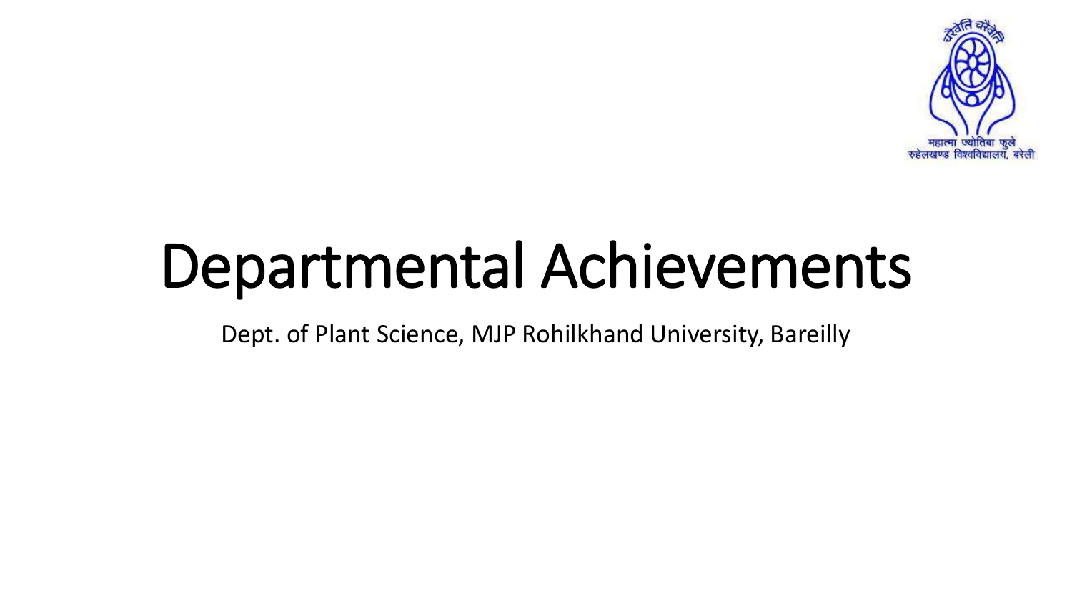# Departmental Achievements

Dept. of Plant Science, MJP Rohilkhand University, Bareilly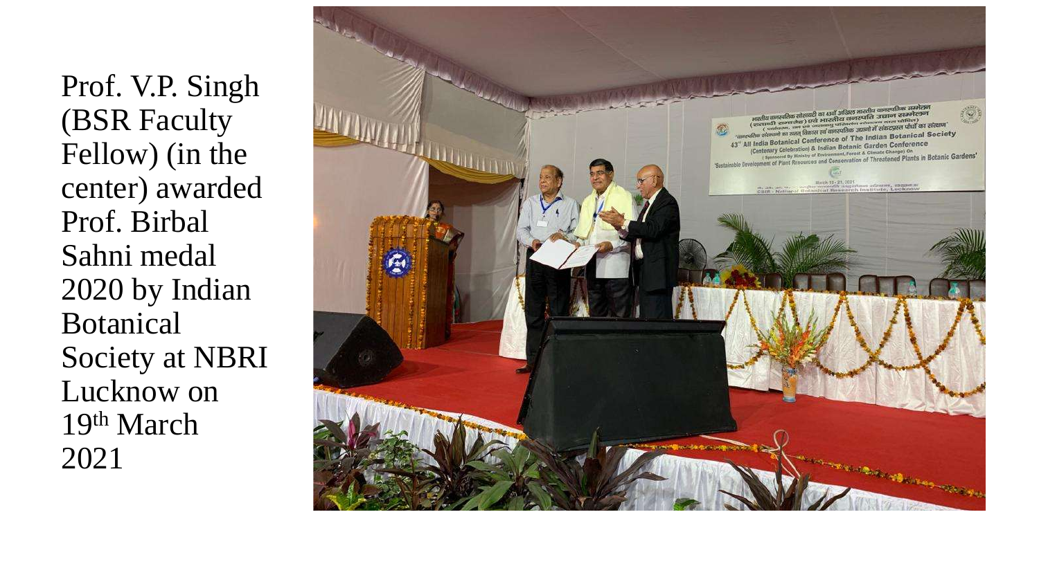Prof. V.P. Singh (BSR Faculty Fellow) (in the center) awarded Prof. Birbal Sahni medal 2020 by Indian Botanical Society at NBRI Lucknow on 19th March 2021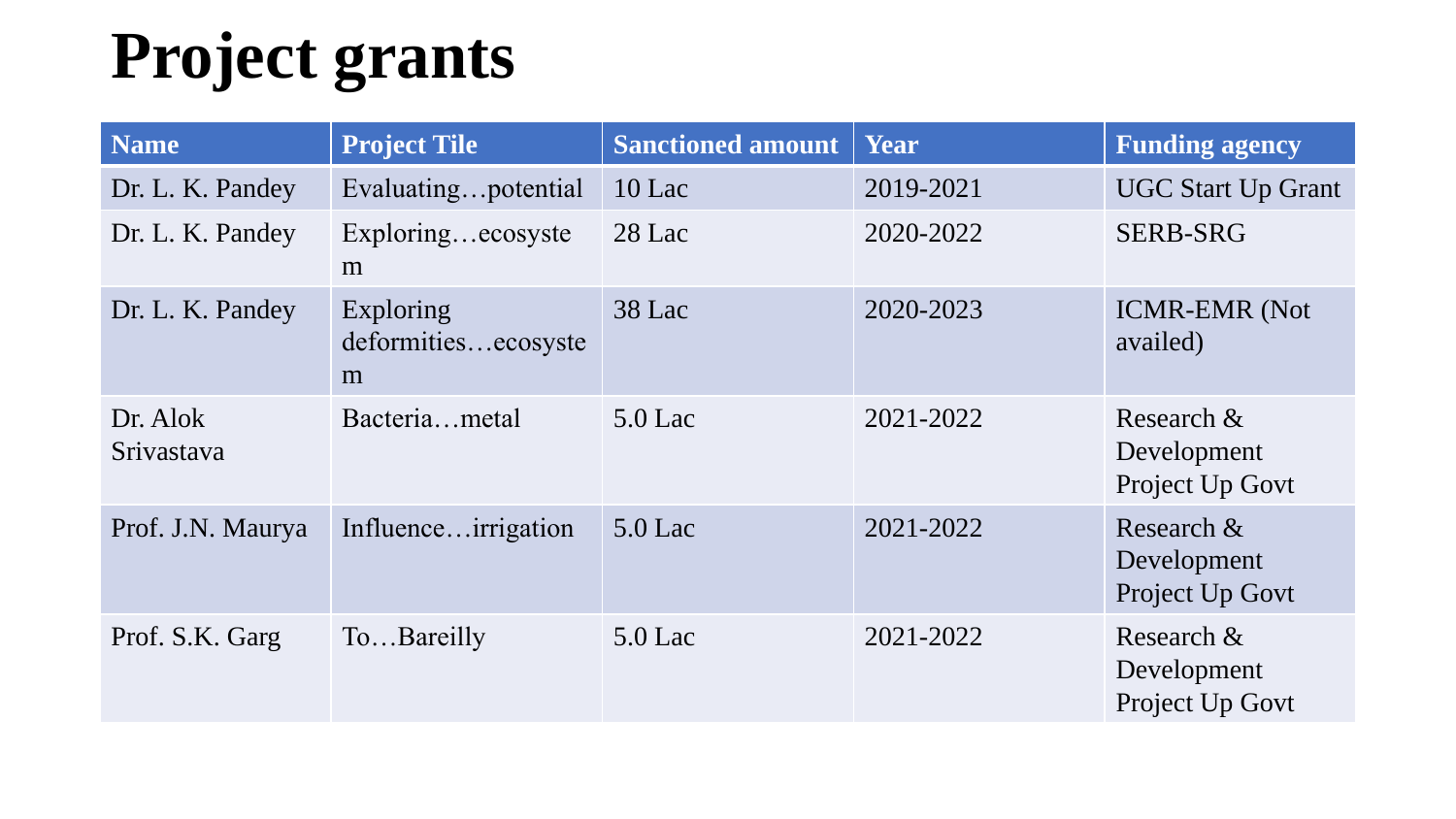# Project grants

| Name | Project Tile | Sanctioned amount | Year | Funding agency |
|---|---|---|---|---|
| Dr. L. K. Pandey | Evaluating…potential | 10 Lac | 2019-2021 | UGC Start Up Grant |
| Dr. L. K. Pandey | Exploring…ecosystem | 28 Lac | 2020-2022 | SERB-SRG |
| Dr. L. K. Pandey | Exploring deformities…ecosystem | 38 Lac | 2020-2023 | ICMR-EMR (Not availed) |
| Dr. Alok Srivastava | Bacteria…metal | 5.0 Lac | 2021-2022 | Research & Development Project Up Govt |
| Prof. J.N. Maurya | Influence…irrigation | 5.0 Lac | 2021-2022 | Research & Development Project Up Govt |
| Prof. S.K. Garg | To…Bareilly | 5.0 Lac | 2021-2022 | Research & Development Project Up Govt |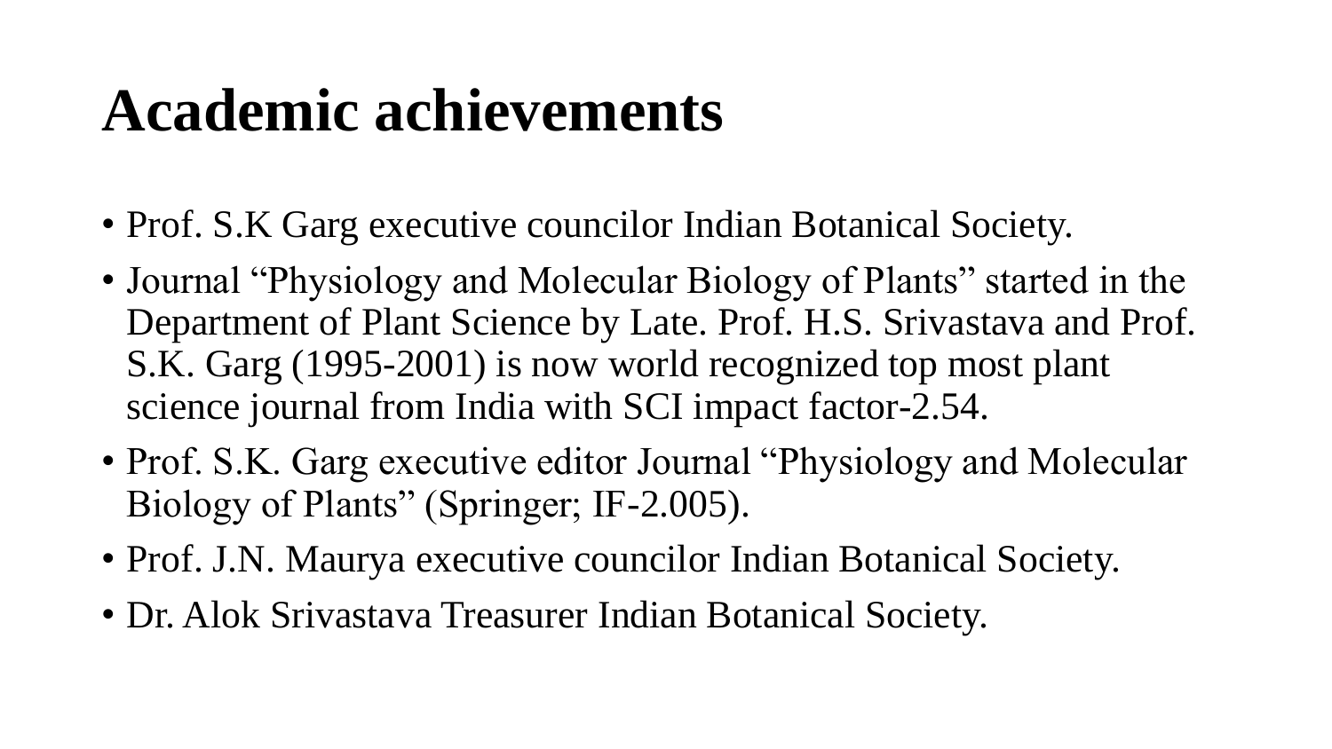# Academic achievements

- Prof. S.K Garg executive councilor Indian Botanical Society.
- Journal "Physiology and Molecular Biology of Plants" started in the Department of Plant Science by Late. Prof. H.S. Srivastava and Prof. S.K. Garg (1995-2001) is now world recognized top most plant science journal from India with SCI impact factor-2.54.
- Prof. S.K. Garg executive editor Journal "Physiology and Molecular Biology of Plants" (Springer; IF-2.005).
- Prof. J.N. Maurya executive councilor Indian Botanical Society.
- Dr. Alok Srivastava Treasurer Indian Botanical Society.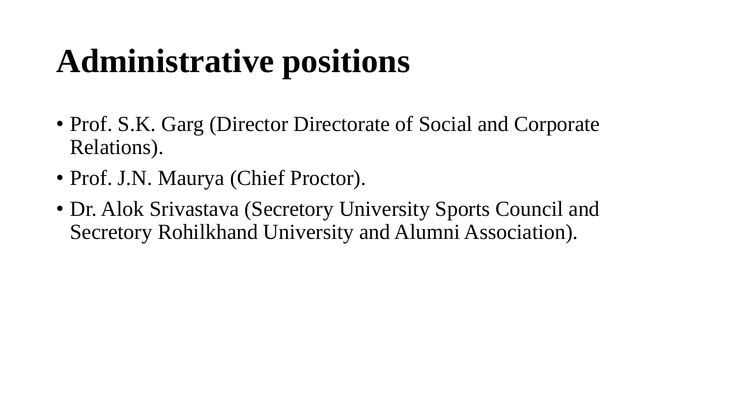# Administrative positions

- Prof. S.K. Garg (Director Directorate of Social and Corporate Relations).
- Prof. J.N. Maurya (Chief Proctor).
- Dr. Alok Srivastava (Secretory University Sports Council and Secretory Rohilkhand University and Alumni Association).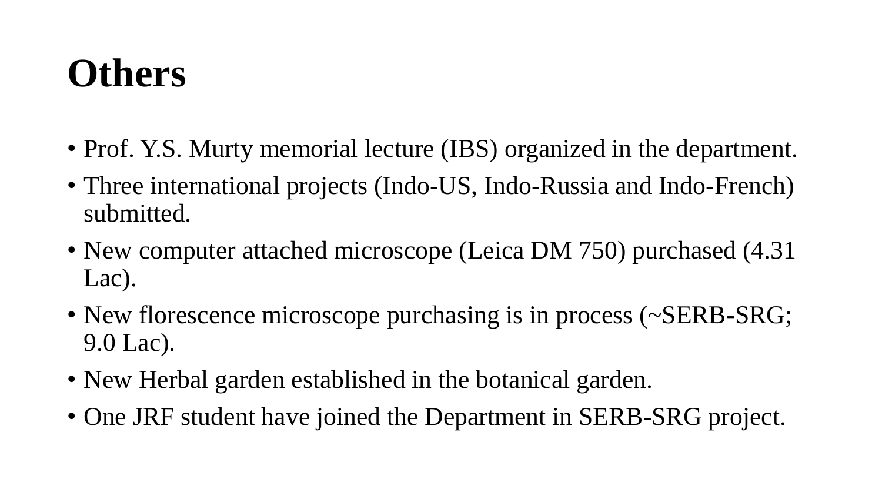# Others

- Prof. Y.S. Murty memorial lecture (IBS) organized in the department.
- Three international projects (Indo-US, Indo-Russia and Indo-French) submitted.
- New computer attached microscope (Leica DM 750) purchased (4.31 Lac).
- New florescence microscope purchasing is in process (~SERB-SRG; 9.0 Lac).
- New Herbal garden established in the botanical garden.
- One JRF student have joined the Department in SERB-SRG project.